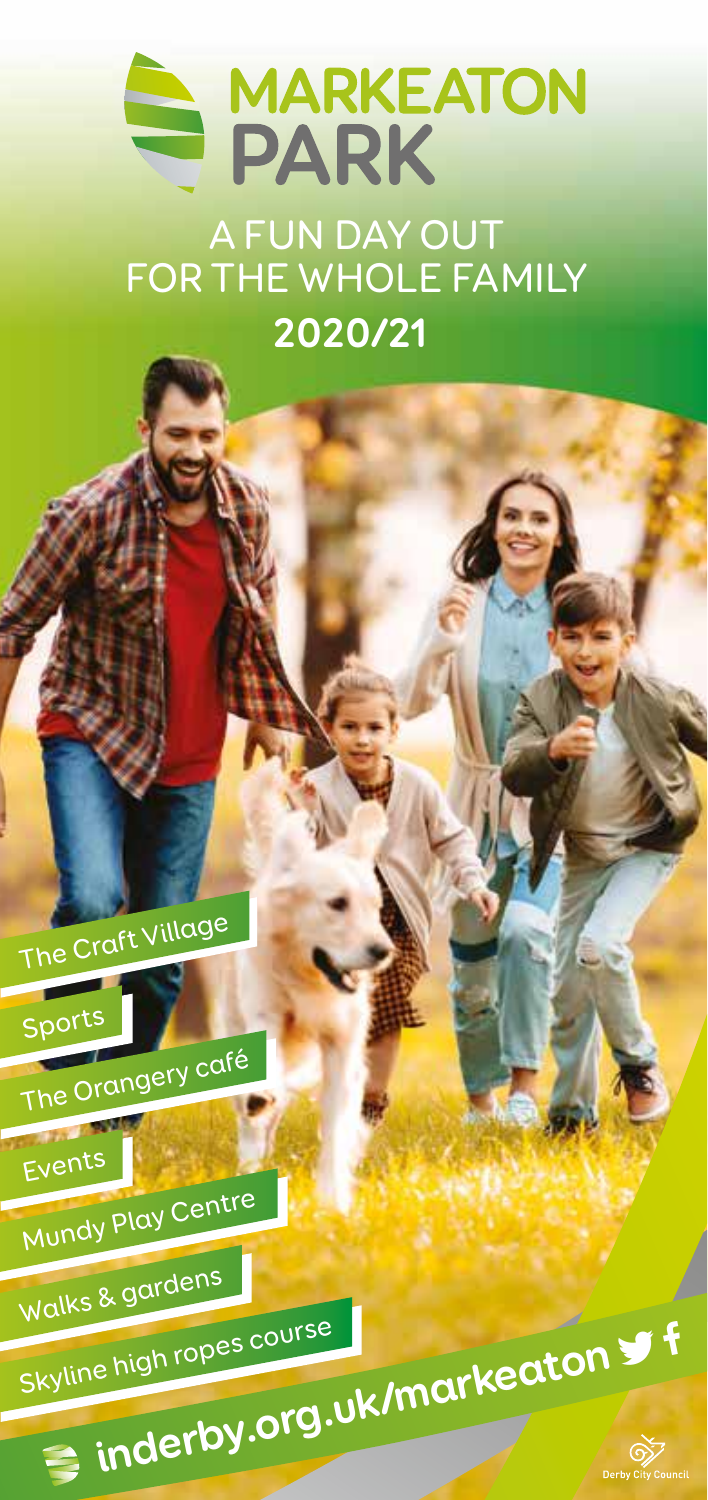# MARKEATON PARK

## A FUN DAY OUT FOR THE WHOLE FAMILY
## 2020/21

- The Craft Village
- Sports
- The Orangery café
- Events
- Mundy Play Centre
- Walks & gardens
- Skyline high ropes course

**inderby.org.uk/markeaton**

Derby City Council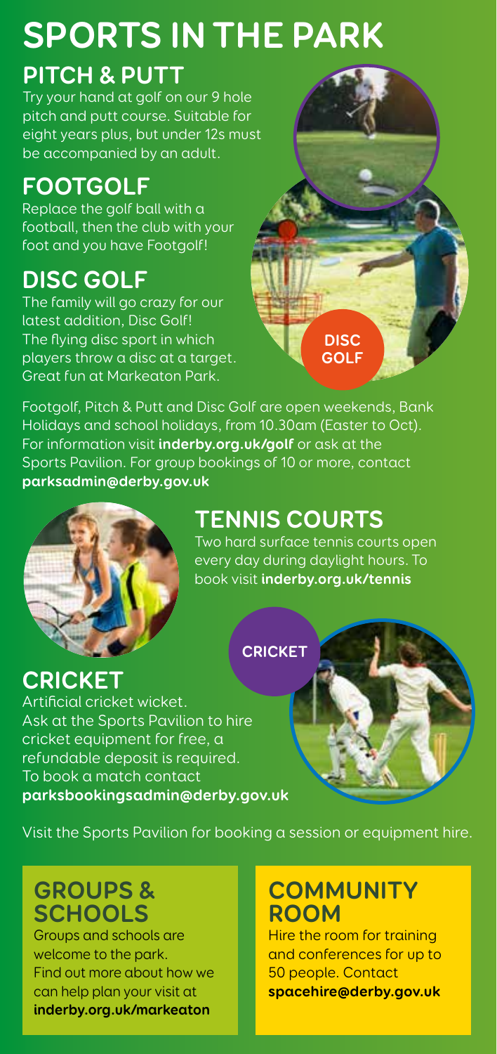# SPORTS IN THE PARK

## PITCH & PUTT

Try your hand at golf on our 9 hole pitch and putt course. Suitable for eight years plus, but under 12s must be accompanied by an adult.

## FOOTGOLF

Replace the golf ball with a football, then the club with your foot and you have Footgolf!

## DISC GOLF

The family will go crazy for our latest addition, Disc Golf! The flying disc sport in which players throw a disc at a target. Great fun at Markeaton Park.

DISC GOLF

Footgolf, Pitch & Putt and Disc Golf are open weekends, Bank Holidays and school holidays, from 10.30am (Easter to Oct). For information visit **inderby.org.uk/golf** or ask at the Sports Pavilion. For group bookings of 10 or more, contact **parksadmin@derby.gov.uk**

## TENNIS COURTS

Two hard surface tennis courts open every day during daylight hours. To book visit **inderby.org.uk/tennis**

CRICKET

## CRICKET

Artificial cricket wicket.
Ask at the Sports Pavilion to hire cricket equipment for free, a refundable deposit is required.
To book a match contact **parksbookingsadmin@derby.gov.uk**

Visit the Sports Pavilion for booking a session or equipment hire.

## GROUPS & SCHOOLS

Groups and schools are welcome to the park. Find out more about how we can help plan your visit at **inderby.org.uk/markeaton**

## COMMUNITY ROOM

Hire the room for training and conferences for up to 50 people. Contact **spacehire@derby.gov.uk**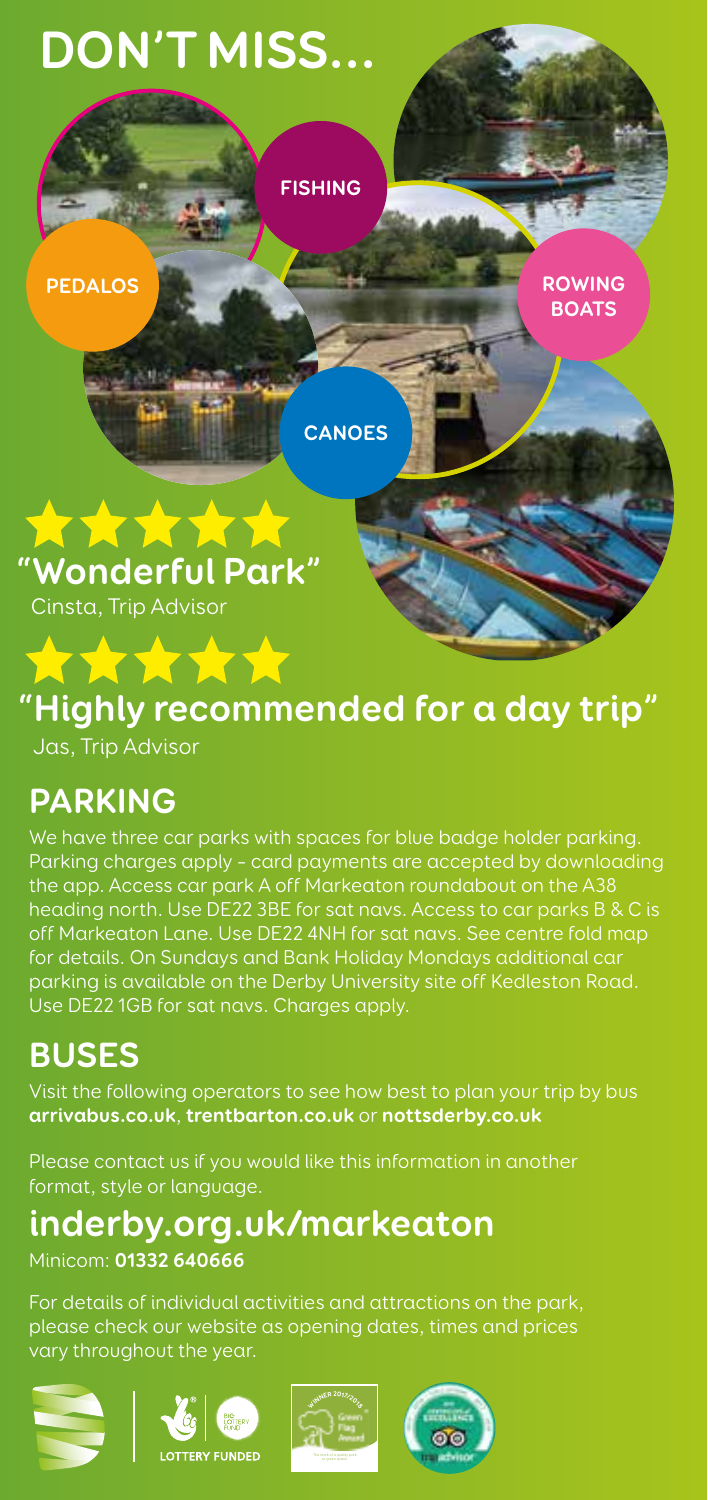# DON'T MISS...

FISHING

PEDALOS

ROWING BOATS

CANOES

★★★★★

## "Wonderful Park"

Cinsta, Trip Advisor

★★★★★

## "Highly recommended for a day trip"

Jas, Trip Advisor

## PARKING

We have three car parks with spaces for blue badge holder parking. Parking charges apply - card payments are accepted by downloading the app. Access car park A off Markeaton roundabout on the A38 heading north. Use DE22 3BE for sat navs. Access to car parks B & C is off Markeaton Lane. Use DE22 4NH for sat navs. See centre fold map for details. On Sundays and Bank Holiday Mondays additional car parking is available on the Derby University site off Kedleston Road. Use DE22 1GB for sat navs. Charges apply.

## BUSES

Visit the following operators to see how best to plan your trip by bus **arrivabus.co.uk**, **trentbarton.co.uk** or **nottsderby.co.uk**

Please contact us if you would like this information in another format, style or language.

## inderby.org.uk/markeaton

Minicom: **01332 640666**

For details of individual activities and attractions on the park, please check our website as opening dates, times and prices vary throughout the year.

LOTTERY FUNDED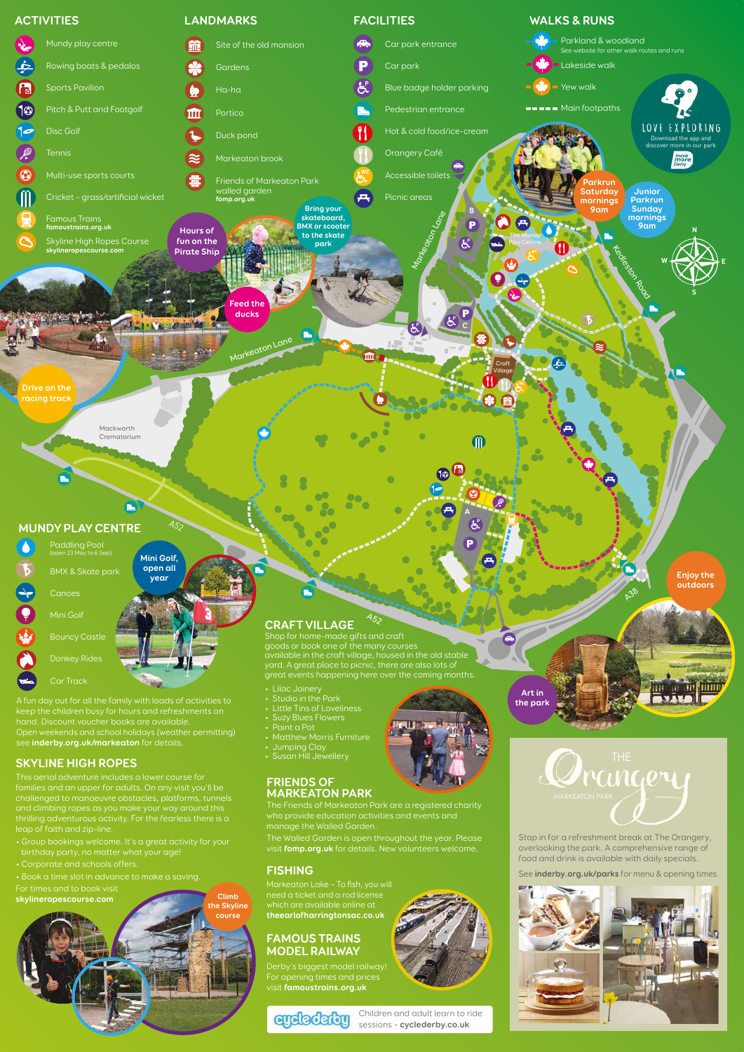## ACTIVITIES

- Mundy play centre
- Rowing boats & pedalos
- Sports Pavilion
- Pitch & Putt and Footgolf
- Disc Golf
- Tennis
- Multi-use sports courts
- Cricket - grass/artificial wicket
- Famous Trains famoustrains.org.uk
- Skyline High Ropes Course skylineropescourse.com

## LANDMARKS

- Site of the old mansion
- Gardens
- Ha-ha
- Portico
- Duck pond
- Markeaton brook
- Friends of Markeaton Park walled garden fomp.org.uk

## FACILITIES

- Car park entrance
- Car park
- Blue badge holder parking
- Pedestrian entrance
- Hot & cold food/ice-cream
- Orangery Café
- Accessible toilets
- Picnic areas

## WALKS & RUNS

- Parkland & woodland — See website for other walk routes and runs
- Lakeside walk
- Yew walk
- Main footpaths

LOVE EXPLORING
Download the app and discover more in our park

Parkrun Saturday mornings 9am

Junior Parkrun Sunday mornings 9am

Hours of fun on the Pirate Ship

Bring your skateboard, BMX or scooter to the skate park

Feed the ducks

Drive on the racing track

Markeaton Lane

Kedleston Road

Mackworth Crematorium

A52

A38

Craft Village

The Mundy Play Centre

Mini Golf, open all year

Enjoy the outdoors

Art in the park

## MUNDY PLAY CENTRE

- Paddling Pool (open 23 May to 6 Sep)
- BMX & Skate park
- Canoes
- Mini Golf
- Bouncy Castle
- Donkey Rides
- Car Track

A fun day out for all the family with loads of activities to keep the children busy for hours and refreshments on hand. Discount voucher books are available.
Open weekends and school holidays (weather permitting) see **inderby.org.uk/markeaton** for details.

## SKYLINE HIGH ROPES

This aerial adventure includes a lower course for families and an upper for adults. On any visit you'll be challenged to manoeuvre obstacles, platforms, tunnels and climbing ropes as you make your way around this thrilling adventurous activity. For the fearless there is a leap of faith and zip-line.

- Group bookings welcome. It's a great activity for your birthday party, no matter what your age!
- Corporate and schools offers.
- Book a time slot in advance to make a saving.

For times and to book visit **skylineropescourse.com**

Climb the Skyline course

## CRAFT VILLAGE

Shop for home-made gifts and craft goods or book one of the many courses available in the craft village, housed in the old stable yard. A great place to picnic, there are also lots of great events happening here over the coming months.

- Lilac Joinery
- Studio in the Park
- Little Tins of Loveliness
- Suzy Blues Flowers
- Paint a Pot
- Matthew Morris Furniture
- Jumping Clay
- Susan Hill Jewellery

## FRIENDS OF MARKEATON PARK

The Friends of Markeaton Park are a registered charity who provide education activities and events and manage the Walled Garden.

The Walled Garden is open throughout the year. Please visit **fomp.org.uk** for details. New volunteers welcome.

## FISHING

Markeaton Lake - To fish, you will need a ticket and a rod license which are available online at **theearlofharringtonsac.co.uk**

## FAMOUS TRAINS MODEL RAILWAY

Derby's biggest model railway! For opening times and prices visit **famoustrains.org.uk**

cycle derby — Children and adult learn to ride sessions - **cyclederby.co.uk**

## THE Orangery
MARKEATON PARK

Stop in for a refreshment break at The Orangery, overlooking the park. A comprehensive range of food and drink is available with daily specials.

See **inderby.org.uk/parks** for menu & opening times.